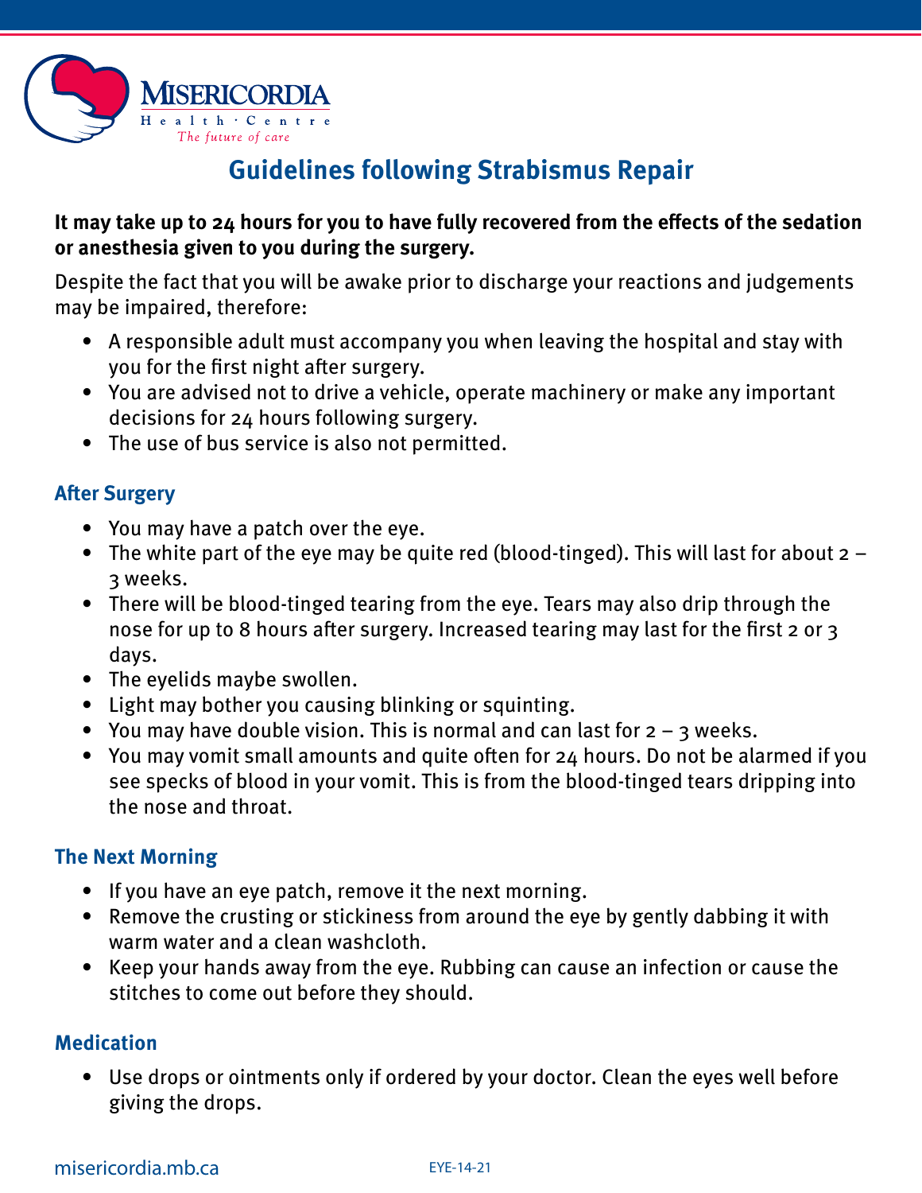MISERICORDIA
Health · Centre
*The future of care*

# Guidelines following Strabismus Repair

**It may take up to 24 hours for you to have fully recovered from the effects of the sedation or anesthesia given to you during the surgery.**

Despite the fact that you will be awake prior to discharge your reactions and judgements may be impaired, therefore:

- A responsible adult must accompany you when leaving the hospital and stay with you for the first night after surgery.
- You are advised not to drive a vehicle, operate machinery or make any important decisions for 24 hours following surgery.
- The use of bus service is also not permitted.

## After Surgery

- You may have a patch over the eye.
- The white part of the eye may be quite red (blood-tinged). This will last for about 2 – 3 weeks.
- There will be blood-tinged tearing from the eye. Tears may also drip through the nose for up to 8 hours after surgery. Increased tearing may last for the first 2 or 3 days.
- The eyelids maybe swollen.
- Light may bother you causing blinking or squinting.
- You may have double vision. This is normal and can last for 2 – 3 weeks.
- You may vomit small amounts and quite often for 24 hours. Do not be alarmed if you see specks of blood in your vomit. This is from the blood-tinged tears dripping into the nose and throat.

## The Next Morning

- If you have an eye patch, remove it the next morning.
- Remove the crusting or stickiness from around the eye by gently dabbing it with warm water and a clean washcloth.
- Keep your hands away from the eye. Rubbing can cause an infection or cause the stitches to come out before they should.

## Medication

- Use drops or ointments only if ordered by your doctor. Clean the eyes well before giving the drops.

misericordia.mb.ca EYE-14-21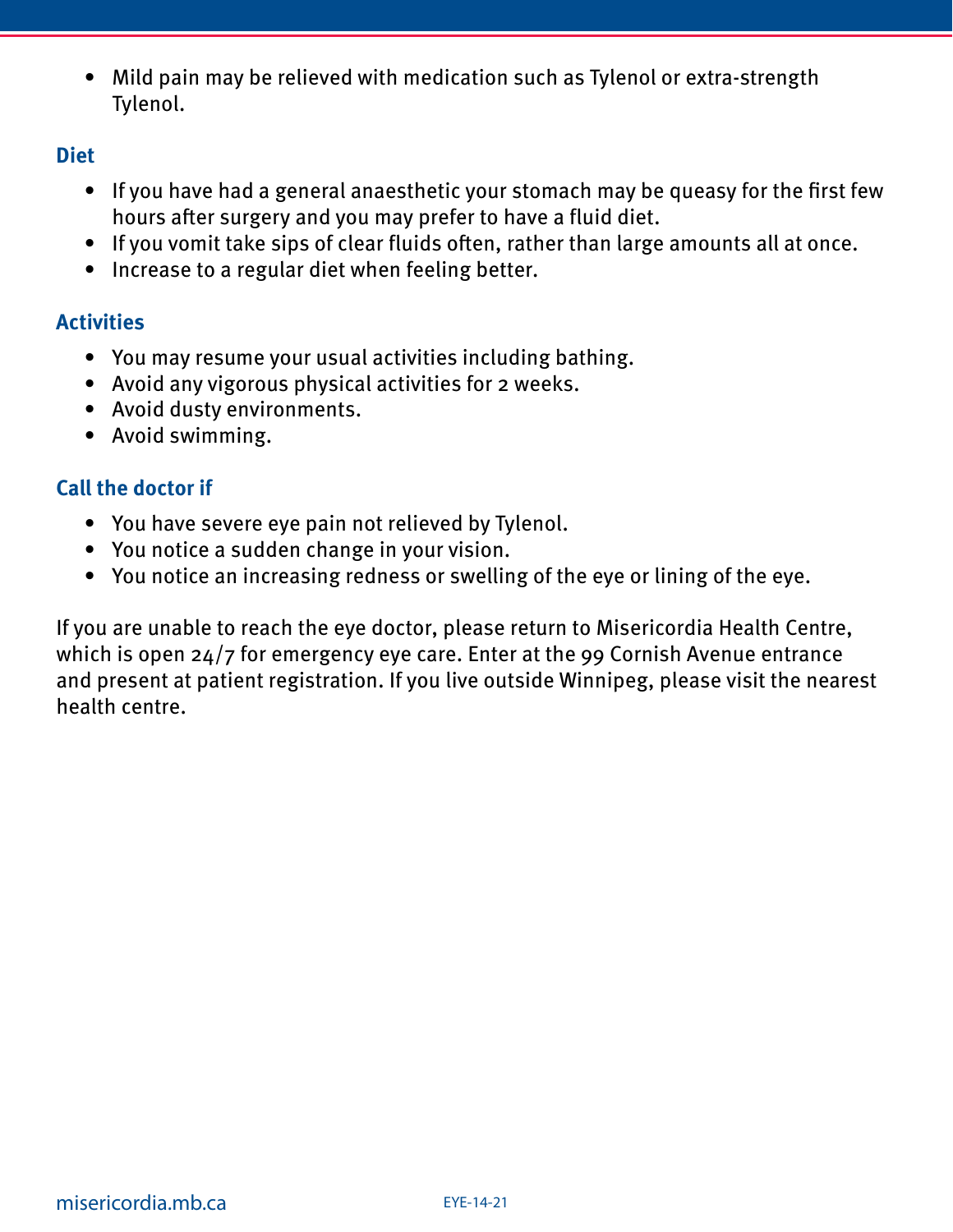- Mild pain may be relieved with medication such as Tylenol or extra-strength Tylenol.

### Diet

- If you have had a general anaesthetic your stomach may be queasy for the first few hours after surgery and you may prefer to have a fluid diet.
- If you vomit take sips of clear fluids often, rather than large amounts all at once.
- Increase to a regular diet when feeling better.

### Activities

- You may resume your usual activities including bathing.
- Avoid any vigorous physical activities for 2 weeks.
- Avoid dusty environments.
- Avoid swimming.

### Call the doctor if

- You have severe eye pain not relieved by Tylenol.
- You notice a sudden change in your vision.
- You notice an increasing redness or swelling of the eye or lining of the eye.

If you are unable to reach the eye doctor, please return to Misericordia Health Centre, which is open 24/7 for emergency eye care. Enter at the 99 Cornish Avenue entrance and present at patient registration. If you live outside Winnipeg, please visit the nearest health centre.